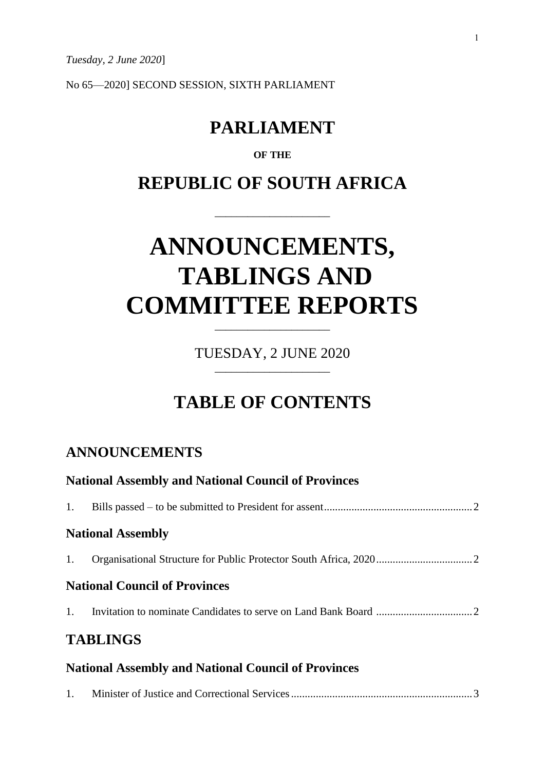*Tuesday, 2 June 2020*]

No 65—2020] SECOND SESSION, SIXTH PARLIAMENT

# PARLIAMENT

**OF THE**

# REPUBLIC OF SOUTH AFRICA

---

# ANNOUNCEMENTS, TABLINGS AND COMMITTEE REPORTS

---

TUESDAY, 2 JUNE 2020

---

# TABLE OF CONTENTS

## ANNOUNCEMENTS

### National Assembly and National Council of Provinces

1. Bills passed – to be submitted to President for assent......................................................2

### National Assembly

1. Organisational Structure for Public Protector South Africa, 2020..................................2

### National Council of Provinces

1. Invitation to nominate Candidates to serve on Land Bank Board ..................................2

## TABLINGS

### National Assembly and National Council of Provinces

1. Minister of Justice and Correctional Services.................................................................3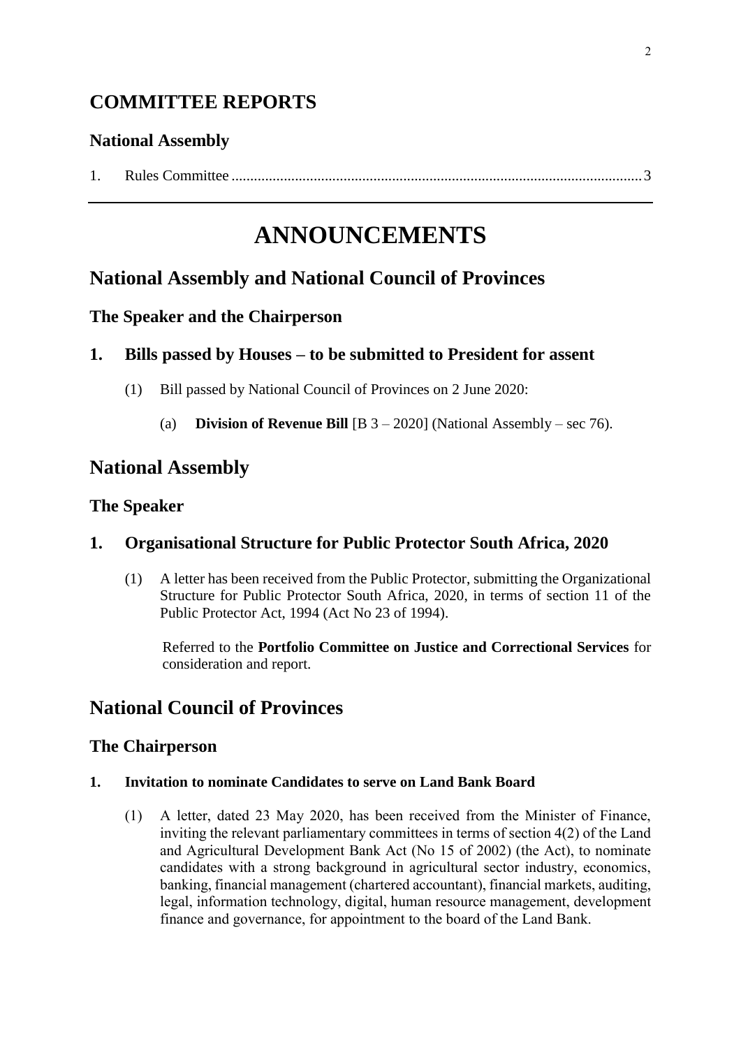## COMMITTEE REPORTS

### National Assembly

1. Rules Committee ............................................................................................................3

# ANNOUNCEMENTS

## National Assembly and National Council of Provinces

### The Speaker and the Chairperson

### 1. Bills passed by Houses – to be submitted to President for assent

(1) Bill passed by National Council of Provinces on 2 June 2020:

(a) **Division of Revenue Bill** [B 3 – 2020] (National Assembly – sec 76).

## National Assembly

### The Speaker

### 1. Organisational Structure for Public Protector South Africa, 2020

(1) A letter has been received from the Public Protector, submitting the Organizational Structure for Public Protector South Africa, 2020, in terms of section 11 of the Public Protector Act, 1994 (Act No 23 of 1994).

Referred to the **Portfolio Committee on Justice and Correctional Services** for consideration and report.

## National Council of Provinces

### The Chairperson

**1. Invitation to nominate Candidates to serve on Land Bank Board**

(1) A letter, dated 23 May 2020, has been received from the Minister of Finance, inviting the relevant parliamentary committees in terms of section 4(2) of the Land and Agricultural Development Bank Act (No 15 of 2002) (the Act), to nominate candidates with a strong background in agricultural sector industry, economics, banking, financial management (chartered accountant), financial markets, auditing, legal, information technology, digital, human resource management, development finance and governance, for appointment to the board of the Land Bank.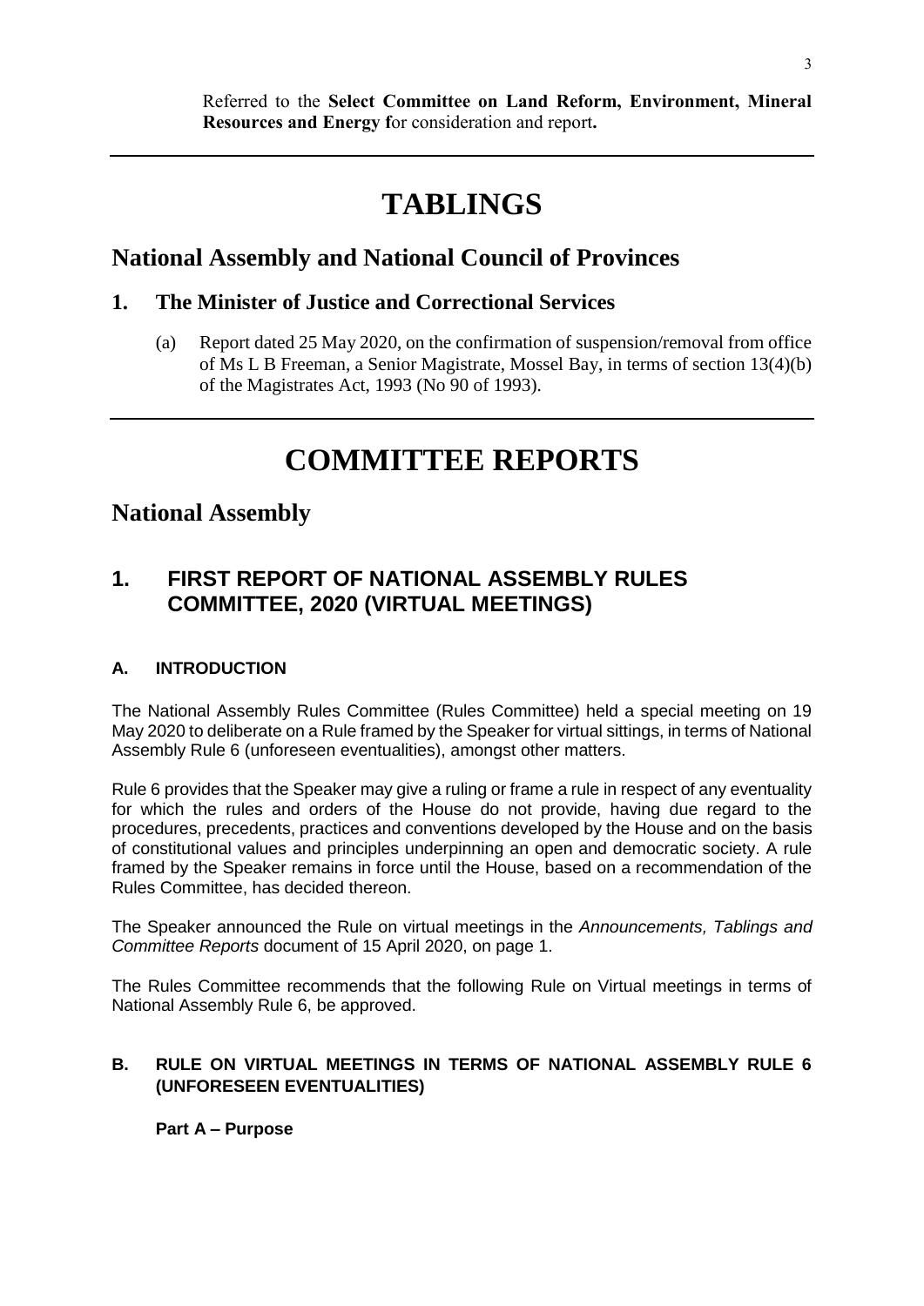Referred to the **Select Committee on Land Reform, Environment, Mineral Resources and Energy f**or consideration and report**.**

---

# TABLINGS

## National Assembly and National Council of Provinces

### 1. The Minister of Justice and Correctional Services

(a) Report dated 25 May 2020, on the confirmation of suspension/removal from office of Ms L B Freeman, a Senior Magistrate, Mossel Bay, in terms of section 13(4)(b) of the Magistrates Act, 1993 (No 90 of 1993).

---

# COMMITTEE REPORTS

## National Assembly

### 1. FIRST REPORT OF NATIONAL ASSEMBLY RULES COMMITTEE, 2020 (VIRTUAL MEETINGS)

**A. INTRODUCTION**

The National Assembly Rules Committee (Rules Committee) held a special meeting on 19 May 2020 to deliberate on a Rule framed by the Speaker for virtual sittings, in terms of National Assembly Rule 6 (unforeseen eventualities), amongst other matters.

Rule 6 provides that the Speaker may give a ruling or frame a rule in respect of any eventuality for which the rules and orders of the House do not provide, having due regard to the procedures, precedents, practices and conventions developed by the House and on the basis of constitutional values and principles underpinning an open and democratic society. A rule framed by the Speaker remains in force until the House, based on a recommendation of the Rules Committee, has decided thereon.

The Speaker announced the Rule on virtual meetings in the *Announcements, Tablings and Committee Reports* document of 15 April 2020, on page 1.

The Rules Committee recommends that the following Rule on Virtual meetings in terms of National Assembly Rule 6, be approved.

**B. RULE ON VIRTUAL MEETINGS IN TERMS OF NATIONAL ASSEMBLY RULE 6 (UNFORESEEN EVENTUALITIES)**

**Part A – Purpose**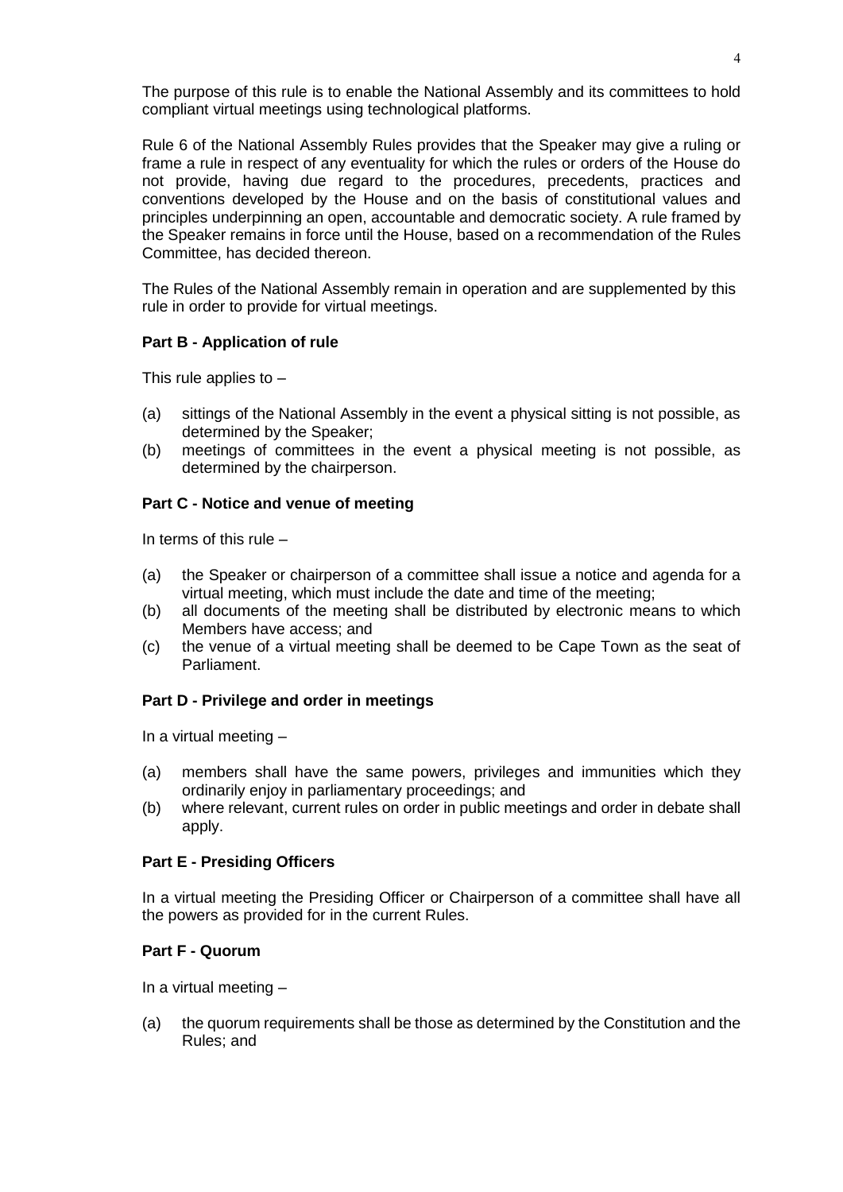The purpose of this rule is to enable the National Assembly and its committees to hold compliant virtual meetings using technological platforms.

Rule 6 of the National Assembly Rules provides that the Speaker may give a ruling or frame a rule in respect of any eventuality for which the rules or orders of the House do not provide, having due regard to the procedures, precedents, practices and conventions developed by the House and on the basis of constitutional values and principles underpinning an open, accountable and democratic society. A rule framed by the Speaker remains in force until the House, based on a recommendation of the Rules Committee, has decided thereon.

The Rules of the National Assembly remain in operation and are supplemented by this rule in order to provide for virtual meetings.

**Part B - Application of rule**

This rule applies to –

(a) sittings of the National Assembly in the event a physical sitting is not possible, as determined by the Speaker;
(b) meetings of committees in the event a physical meeting is not possible, as determined by the chairperson.

**Part C - Notice and venue of meeting**

In terms of this rule –

(a) the Speaker or chairperson of a committee shall issue a notice and agenda for a virtual meeting, which must include the date and time of the meeting;
(b) all documents of the meeting shall be distributed by electronic means to which Members have access; and
(c) the venue of a virtual meeting shall be deemed to be Cape Town as the seat of Parliament.

**Part D - Privilege and order in meetings**

In a virtual meeting –

(a) members shall have the same powers, privileges and immunities which they ordinarily enjoy in parliamentary proceedings; and
(b) where relevant, current rules on order in public meetings and order in debate shall apply.

**Part E - Presiding Officers**

In a virtual meeting the Presiding Officer or Chairperson of a committee shall have all the powers as provided for in the current Rules.

**Part F - Quorum**

In a virtual meeting –

(a) the quorum requirements shall be those as determined by the Constitution and the Rules; and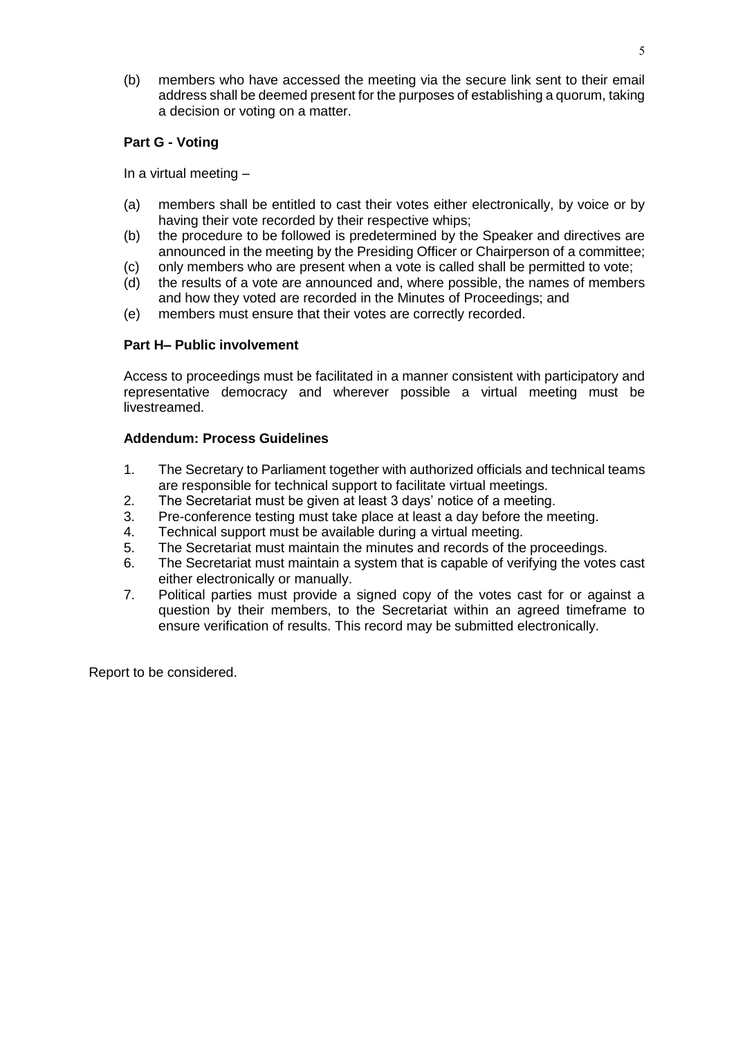(b) members who have accessed the meeting via the secure link sent to their email address shall be deemed present for the purposes of establishing a quorum, taking a decision or voting on a matter.

**Part G - Voting**

In a virtual meeting –

(a) members shall be entitled to cast their votes either electronically, by voice or by having their vote recorded by their respective whips;
(b) the procedure to be followed is predetermined by the Speaker and directives are announced in the meeting by the Presiding Officer or Chairperson of a committee;
(c) only members who are present when a vote is called shall be permitted to vote;
(d) the results of a vote are announced and, where possible, the names of members and how they voted are recorded in the Minutes of Proceedings; and
(e) members must ensure that their votes are correctly recorded.

**Part H– Public involvement**

Access to proceedings must be facilitated in a manner consistent with participatory and representative democracy and wherever possible a virtual meeting must be livestreamed.

**Addendum: Process Guidelines**

1. The Secretary to Parliament together with authorized officials and technical teams are responsible for technical support to facilitate virtual meetings.
2. The Secretariat must be given at least 3 days' notice of a meeting.
3. Pre-conference testing must take place at least a day before the meeting.
4. Technical support must be available during a virtual meeting.
5. The Secretariat must maintain the minutes and records of the proceedings.
6. The Secretariat must maintain a system that is capable of verifying the votes cast either electronically or manually.
7. Political parties must provide a signed copy of the votes cast for or against a question by their members, to the Secretariat within an agreed timeframe to ensure verification of results. This record may be submitted electronically.

Report to be considered.